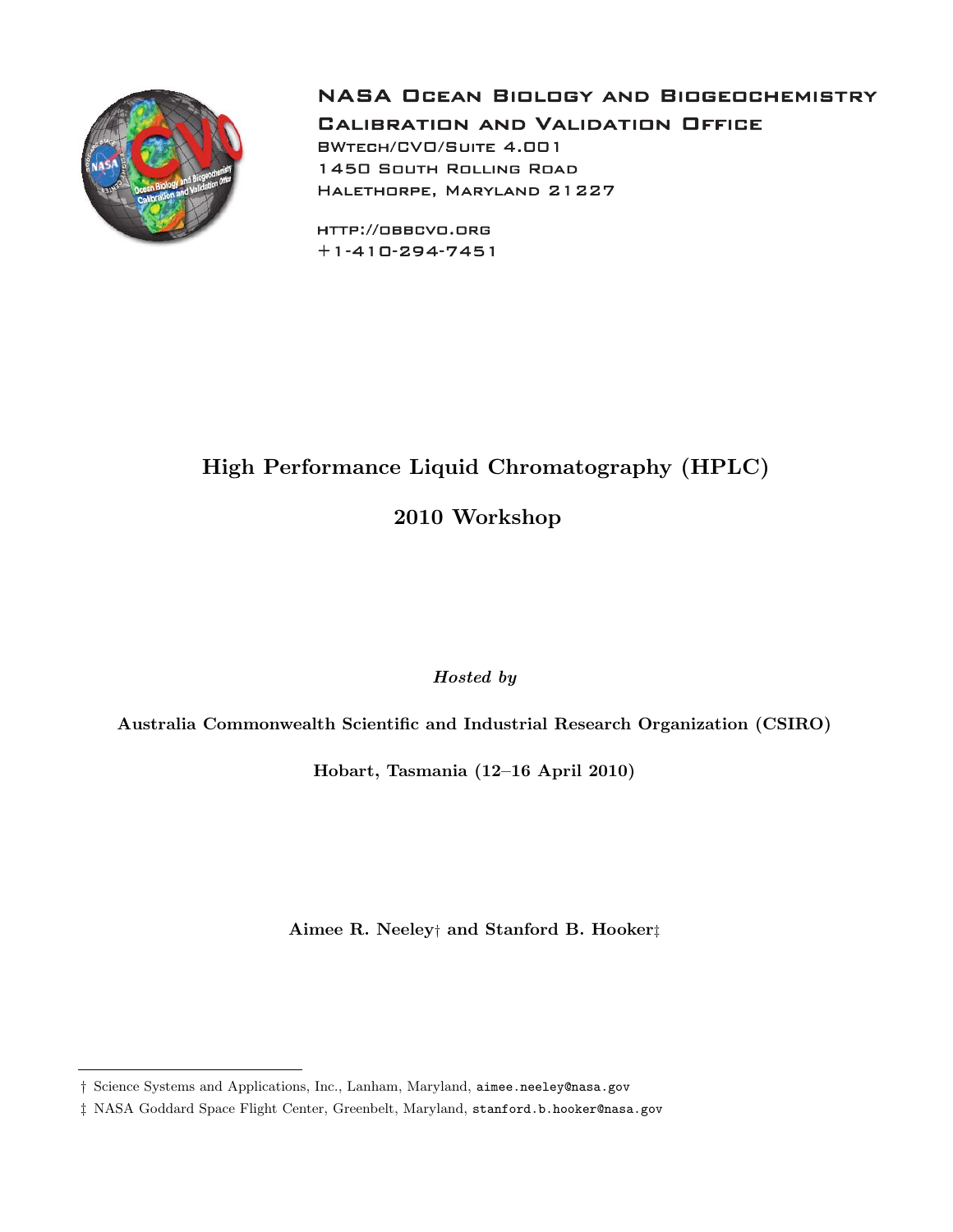NASA Ocean Biology and Biogeochemistry
Calibration and Validation Office
BWtech/CVO/Suite 4.001
1450 South Rolling Road
Halethorpe, Maryland 21227

http://obbcvo.org
+1-410-294-7451

# High Performance Liquid Chromatography (HPLC)

# 2010 Workshop

***Hosted by***

**Australia Commonwealth Scientific and Industrial Research Organization (CSIRO)**

**Hobart, Tasmania (12–16 April 2010)**

**Aimee R. Neeley† and Stanford B. Hooker‡**

---

† Science Systems and Applications, Inc., Lanham, Maryland, aimee.neeley@nasa.gov

‡ NASA Goddard Space Flight Center, Greenbelt, Maryland, stanford.b.hooker@nasa.gov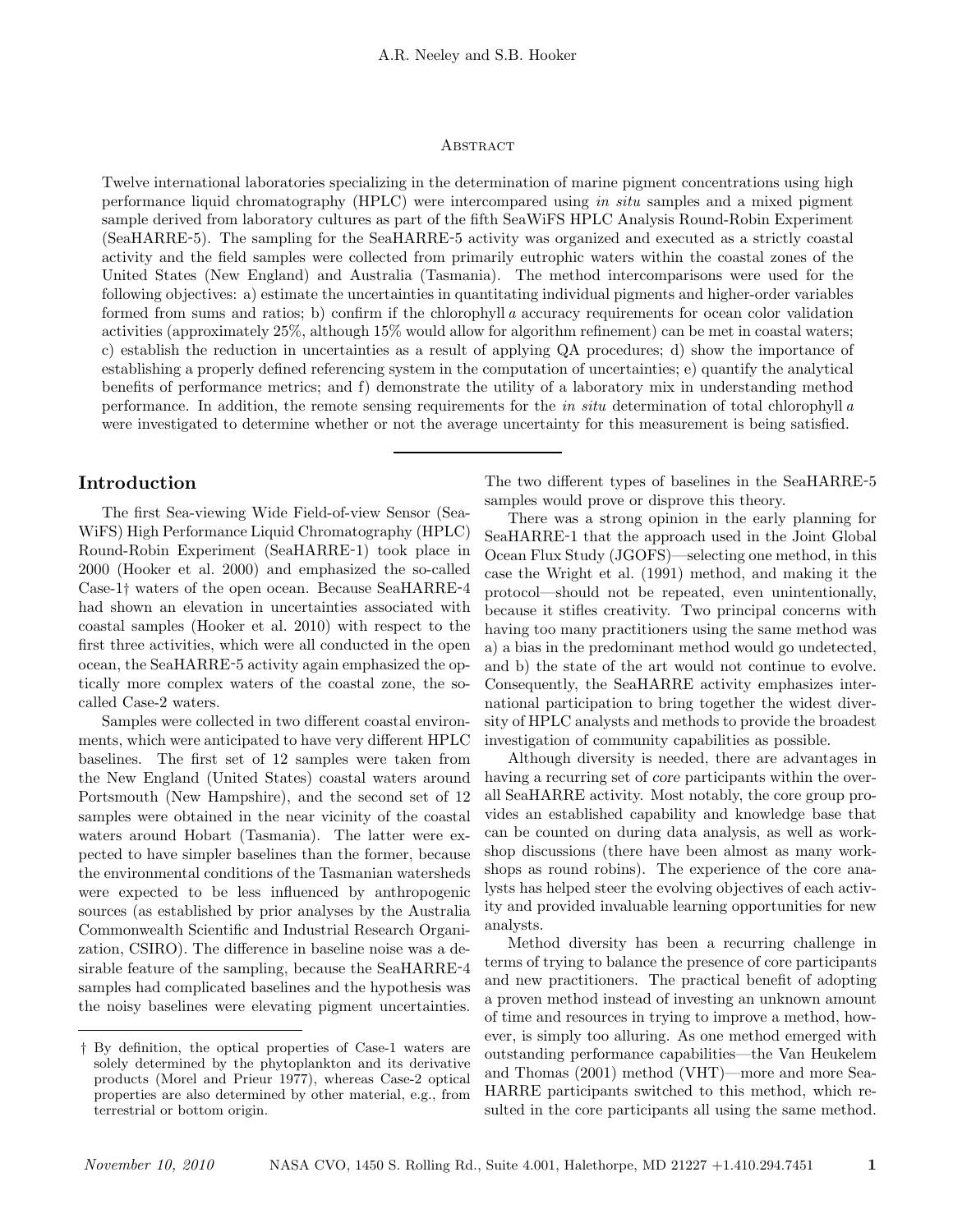## Abstract

Twelve international laboratories specializing in the determination of marine pigment concentrations using high performance liquid chromatography (HPLC) were intercompared using *in situ* samples and a mixed pigment sample derived from laboratory cultures as part of the fifth SeaWiFS HPLC Analysis Round-Robin Experiment (SeaHARRE-5). The sampling for the SeaHARRE-5 activity was organized and executed as a strictly coastal activity and the field samples were collected from primarily eutrophic waters within the coastal zones of the United States (New England) and Australia (Tasmania). The method intercomparisons were used for the following objectives: a) estimate the uncertainties in quantitating individual pigments and higher-order variables formed from sums and ratios; b) confirm if the chlorophyll *a* accuracy requirements for ocean color validation activities (approximately 25%, although 15% would allow for algorithm refinement) can be met in coastal waters; c) establish the reduction in uncertainties as a result of applying QA procedures; d) show the importance of establishing a properly defined referencing system in the computation of uncertainties; e) quantify the analytical benefits of performance metrics; and f) demonstrate the utility of a laboratory mix in understanding method performance. In addition, the remote sensing requirements for the *in situ* determination of total chlorophyll *a* were investigated to determine whether or not the average uncertainty for this measurement is being satisfied.

## Introduction

The first Sea-viewing Wide Field-of-view Sensor (SeaWiFS) High Performance Liquid Chromatography (HPLC) Round-Robin Experiment (SeaHARRE-1) took place in 2000 (Hooker et al. 2000) and emphasized the so-called Case-1† waters of the open ocean. Because SeaHARRE-4 had shown an elevation in uncertainties associated with coastal samples (Hooker et al. 2010) with respect to the first three activities, which were all conducted in the open ocean, the SeaHARRE-5 activity again emphasized the optically more complex waters of the coastal zone, the so-called Case-2 waters.

Samples were collected in two different coastal environments, which were anticipated to have very different HPLC baselines. The first set of 12 samples were taken from the New England (United States) coastal waters around Portsmouth (New Hampshire), and the second set of 12 samples were obtained in the near vicinity of the coastal waters around Hobart (Tasmania). The latter were expected to have simpler baselines than the former, because the environmental conditions of the Tasmanian watersheds were expected to be less influenced by anthropogenic sources (as established by prior analyses by the Australia Commonwealth Scientific and Industrial Research Organization, CSIRO). The difference in baseline noise was a desirable feature of the sampling, because the SeaHARRE-4 samples had complicated baselines and the hypothesis was the noisy baselines were elevating pigment uncertainties. The two different types of baselines in the SeaHARRE-5 samples would prove or disprove this theory.

There was a strong opinion in the early planning for SeaHARRE-1 that the approach used in the Joint Global Ocean Flux Study (JGOFS)—selecting one method, in this case the Wright et al. (1991) method, and making it the protocol—should not be repeated, even unintentionally, because it stifles creativity. Two principal concerns with having too many practitioners using the same method was a) a bias in the predominant method would go undetected, and b) the state of the art would not continue to evolve. Consequently, the SeaHARRE activity emphasizes international participation to bring together the widest diversity of HPLC analysts and methods to provide the broadest investigation of community capabilities as possible.

Although diversity is needed, there are advantages in having a recurring set of *core* participants within the overall SeaHARRE activity. Most notably, the core group provides an established capability and knowledge base that can be counted on during data analysis, as well as workshop discussions (there have been almost as many workshops as round robins). The experience of the core analysts has helped steer the evolving objectives of each activity and provided invaluable learning opportunities for new analysts.

Method diversity has been a recurring challenge in terms of trying to balance the presence of core participants and new practitioners. The practical benefit of adopting a proven method instead of investing an unknown amount of time and resources in trying to improve a method, however, is simply too alluring. As one method emerged with outstanding performance capabilities—the Van Heukelem and Thomas (2001) method (VHT)—more and more SeaHARRE participants switched to this method, which resulted in the core participants all using the same method.

† By definition, the optical properties of Case-1 waters are solely determined by the phytoplankton and its derivative products (Morel and Prieur 1977), whereas Case-2 optical properties are also determined by other material, e.g., from terrestrial or bottom origin.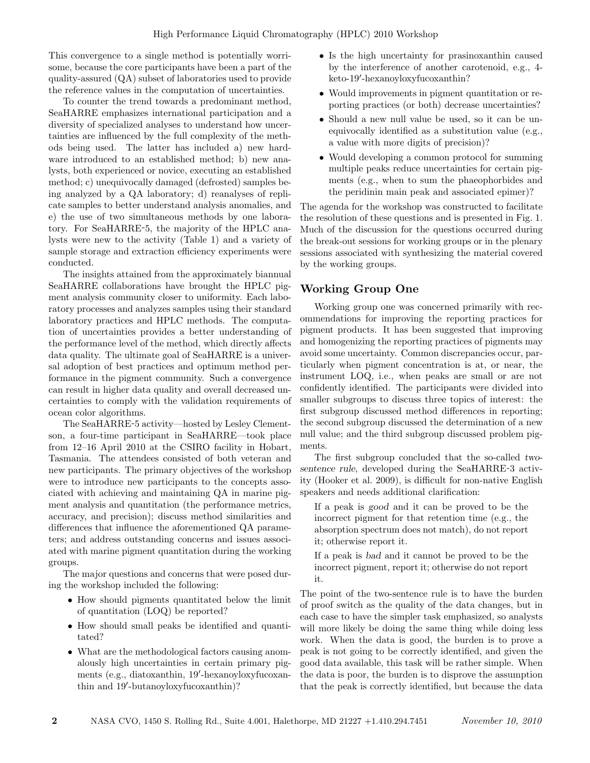This convergence to a single method is potentially worrisome, because the core participants have been a part of the quality-assured (QA) subset of laboratories used to provide the reference values in the computation of uncertainties.

To counter the trend towards a predominant method, SeaHARRE emphasizes international participation and a diversity of specialized analyses to understand how uncertainties are influenced by the full complexity of the methods being used. The latter has included a) new hardware introduced to an established method; b) new analysts, both experienced or novice, executing an established method; c) unequivocally damaged (defrosted) samples being analyzed by a QA laboratory; d) reanalyses of replicate samples to better understand analysis anomalies, and e) the use of two simultaneous methods by one laboratory. For SeaHARRE-5, the majority of the HPLC analysts were new to the activity (Table 1) and a variety of sample storage and extraction efficiency experiments were conducted.

The insights attained from the approximately biannual SeaHARRE collaborations have brought the HPLC pigment analysis community closer to uniformity. Each laboratory processes and analyzes samples using their standard laboratory practices and HPLC methods. The computation of uncertainties provides a better understanding of the performance level of the method, which directly affects data quality. The ultimate goal of SeaHARRE is a universal adoption of best practices and optimum method performance in the pigment community. Such a convergence can result in higher data quality and overall decreased uncertainties to comply with the validation requirements of ocean color algorithms.

The SeaHARRE-5 activity—hosted by Lesley Clementson, a four-time participant in SeaHARRE—took place from 12–16 April 2010 at the CSIRO facility in Hobart, Tasmania. The attendees consisted of both veteran and new participants. The primary objectives of the workshop were to introduce new participants to the concepts associated with achieving and maintaining QA in marine pigment analysis and quantitation (the performance metrics, accuracy, and precision); discuss method similarities and differences that influence the aforementioned QA parameters; and address outstanding concerns and issues associated with marine pigment quantitation during the working groups.

The major questions and concerns that were posed during the workshop included the following:

- How should pigments quantitated below the limit of quantitation (LOQ) be reported?
- How should small peaks be identified and quantitated?
- What are the methodological factors causing anomalously high uncertainties in certain primary pigments (e.g., diatoxanthin, 19′-hexanoyloxyfucoxanthin and 19′-butanoyloxyfucoxanthin)?
- Is the high uncertainty for prasinoxanthin caused by the interference of another carotenoid, e.g., 4-keto-19′-hexanoyloxyfucoxanthin?
- Would improvements in pigment quantitation or reporting practices (or both) decrease uncertainties?
- Should a new null value be used, so it can be unequivocally identified as a substitution value (e.g., a value with more digits of precision)?
- Would developing a common protocol for summing multiple peaks reduce uncertainties for certain pigments (e.g., when to sum the phaeophorbides and the peridinin main peak and associated epimer)?

The agenda for the workshop was constructed to facilitate the resolution of these questions and is presented in Fig. 1. Much of the discussion for the questions occurred during the break-out sessions for working groups or in the plenary sessions associated with synthesizing the material covered by the working groups.

## Working Group One

Working group one was concerned primarily with recommendations for improving the reporting practices for pigment products. It has been suggested that improving and homogenizing the reporting practices of pigments may avoid some uncertainty. Common discrepancies occur, particularly when pigment concentration is at, or near, the instrument LOQ, i.e., when peaks are small or are not confidently identified. The participants were divided into smaller subgroups to discuss three topics of interest: the first subgroup discussed method differences in reporting; the second subgroup discussed the determination of a new null value; and the third subgroup discussed problem pigments.

The first subgroup concluded that the so-called *two-sentence rule*, developed during the SeaHARRE-3 activity (Hooker et al. 2009), is difficult for non-native English speakers and needs additional clarification:

> If a peak is *good* and it can be proved to be the incorrect pigment for that retention time (e.g., the absorption spectrum does not match), do not report it; otherwise report it.
>
> If a peak is *bad* and it cannot be proved to be the incorrect pigment, report it; otherwise do not report it.

The point of the two-sentence rule is to have the burden of proof switch as the quality of the data changes, but in each case to have the simpler task emphasized, so analysts will more likely be doing the same thing while doing less work. When the data is good, the burden is to prove a peak is not going to be correctly identified, and given the good data available, this task will be rather simple. When the data is poor, the burden is to disprove the assumption that the peak is correctly identified, but because the data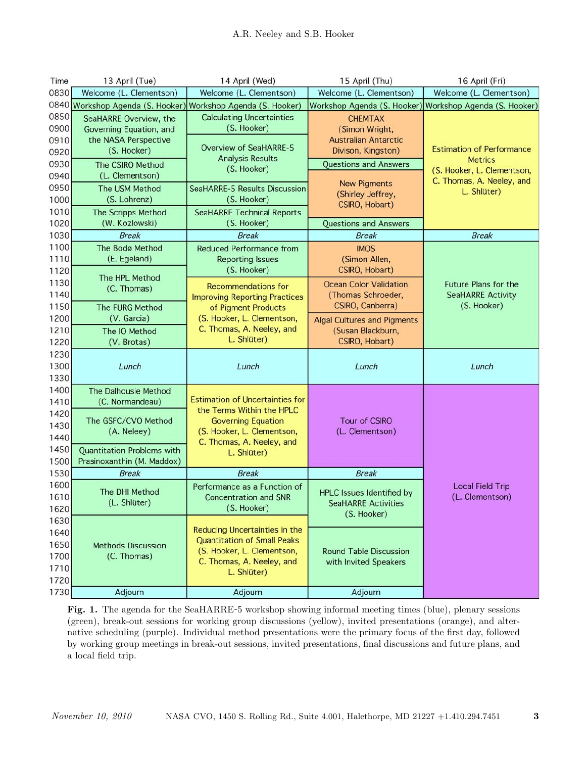| Time | 13 April (Tue) | 14 April (Wed) | 15 April (Thu) | 16 April (Fri) |
|---|---|---|---|---|
| 0830 | Welcome (L. Clementson) | Welcome (L. Clementson) | Welcome (L. Clementson) | Welcome (L. Clementson) |
| 0840 | Workshop Agenda (S. Hooker) | Workshop Agenda (S. Hooker) | Workshop Agenda (S. Hooker) | Workshop Agenda (S. Hooker) |
| 0850 | SeaHARRE Overview, the Governing Equation, and the NASA Perspective (S. Hooker) | Calculating Uncertainties (S. Hooker) | CHEMTAX (Simon Wright, Australian Antarctic Divison, Kingston) | Estimation of Performance Metrics (S. Hooker, L. Clementson, C. Thomas, A. Neeley, and L. Shlüter) |
| 0900 | | | | |
| 0910 | | Overview of SeaHARRE-5 Analysis Results (S. Hooker) | | |
| 0920 | | | | |
| 0930 | The CSIRO Method (L. Clementson) | | Questions and Answers | |
| 0940 | | | New Pigments (Shirley Jeffrey, CSIRO, Hobart) | |
| 0950 | The USM Method (S. Lohrenz) | SeaHARRE-5 Results Discussion (S. Hooker) | | |
| 1000 | | | | |
| 1010 | The Scripps Method (W. Kozlowski) | SeaHARRE Technical Reports (S. Hooker) | | |
| 1020 | | | Questions and Answers | |
| 1030 | *Break* | *Break* | *Break* | *Break* |
| 1100 | The Bodø Method (E. Egeland) | Reduced Performance from Reporting Issues (S. Hooker) | IMOS (Simon Allen, CSIRO, Hobart) | Future Plans for the SeaHARRE Activity (S. Hooker) |
| 1110 | | | | |
| 1120 | The HPL Method (C. Thomas) | | | |
| 1130 | | Recommendations for Improving Reporting Practices of Pigment Products (S. Hooker, L. Clementson, C. Thomas, A. Neeley, and L. Shlüter) | Ocean Color Validation (Thomas Schroeder, CSIRO, Canberra) | |
| 1140 | | | | |
| 1150 | The FURG Method (V. Garcia) | | | |
| 1200 | | | Algal Cultures and Pigments (Susan Blackburn, CSIRO, Hobart) | |
| 1210 | The IO Method (V. Brotas) | | | |
| 1220 | | | | |
| 1230 | *Lunch* | *Lunch* | *Lunch* | *Lunch* |
| 1300 | | | | |
| 1330 | | | | |
| 1400 | The Dalhousie Method (C. Normandeau) | Estimation of Uncertainties for the Terms Within the HPLC Governing Equation (S. Hooker, L. Clementson, C. Thomas, A. Neeley, and L. Shlüter) | Tour of CSIRO (L. Clementson) | Local Field Trip (L. Clementson) |
| 1410 | | | | |
| 1420 | The GSFC/CVO Method (A. Neeley) | | | |
| 1430 | | | | |
| 1440 | | | | |
| 1450 | Quantitation Problems with Prasinoxanthin (M. Maddox) | | | |
| 1500 | | | | |
| 1530 | *Break* | *Break* | *Break* | |
| 1600 | The DHI Method (L. Shlüter) | Performance as a Function of Concentration and SNR (S. Hooker) | HPLC Issues Identified by SeaHARRE Activities (S. Hooker) | |
| 1610 | | | | |
| 1620 | | | | |
| 1630 | Methods Discussion (C. Thomas) | Reducing Uncertainties in the Quantitation of Small Peaks (S. Hooker, L. Clementson, C. Thomas, A. Neeley, and L. Shlüter) | | |
| 1640 | | | Round Table Discussion with Invited Speakers | |
| 1650 | | | | |
| 1700 | | | | |
| 1710 | | | | |
| 1720 | | | | |
| 1730 | Adjourn | Adjourn | Adjourn | |

**Fig. 1.** The agenda for the SeaHARRE-5 workshop showing informal meeting times (blue), plenary sessions (green), break-out sessions for working group discussions (yellow), invited presentations (orange), and alternative scheduling (purple). Individual method presentations were the primary focus of the first day, followed by working group meetings in break-out sessions, invited presentations, final discussions and future plans, and a local field trip.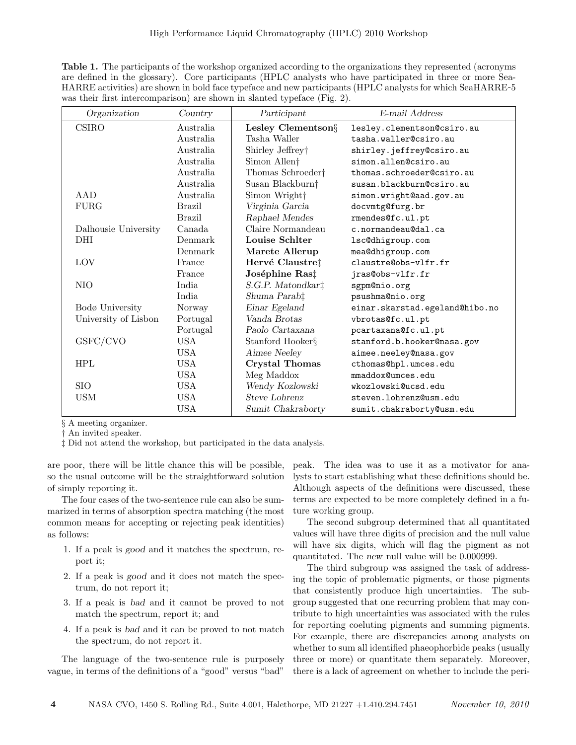**Table 1.** The participants of the workshop organized according to the organizations they represented (acronyms are defined in the glossary). Core participants (HPLC analysts who have participated in three or more SeaHARRE activities) are shown in bold face typeface and new participants (HPLC analysts for which SeaHARRE-5 was their first intercomparison) are shown in slanted typeface (Fig. 2).

| *Organization* | *Country* | *Participant* | *E-mail Address* |
|---|---|---|---|
| CSIRO | Australia | **Lesley Clementson**§ | lesley.clementson@csiro.au |
| | Australia | Tasha Waller | tasha.waller@csiro.au |
| | Australia | Shirley Jeffrey† | shirley.jeffrey@csiro.au |
| | Australia | Simon Allen† | simon.allen@csiro.au |
| | Australia | Thomas Schroeder† | thomas.schroeder@csiro.au |
| | Australia | Susan Blackburn† | susan.blackburn@csiro.au |
| AAD | Australia | Simon Wright† | simon.wright@aad.gov.au |
| FURG | Brazil | *Virginia Garcia* | docvmtg@furg.br |
| | Brazil | *Raphael Mendes* | rmendes@fc.ul.pt |
| Dalhousie University | Canada | Claire Normandeau | c.normandeau@dal.ca |
| DHI | Denmark | **Louise Schlter** | lsc@dhigroup.com |
| | Denmark | **Marete Allerup** | mea@dhigroup.com |
| LOV | France | **Hervé Claustre**‡ | claustre@obs-vlfr.fr |
| | France | **Joséphine Ras**‡ | jras@obs-vlfr.fr |
| NIO | India | *S.G.P. Matondkar*‡ | sgpm@nio.org |
| | India | *Shuma Parab*‡ | psushma@nio.org |
| Bodø University | Norway | *Einar Egeland* | einar.skarstad.egeland@hibo.no |
| University of Lisbon | Portugal | *Vanda Brotas* | vbrotas@fc.ul.pt |
| | Portugal | *Paolo Cartaxana* | pcartaxana@fc.ul.pt |
| GSFC/CVO | USA | Stanford Hooker§ | stanford.b.hooker@nasa.gov |
| | USA | *Aimee Neeley* | aimee.neeley@nasa.gov |
| HPL | USA | **Crystal Thomas** | cthomas@hpl.umces.edu |
| | USA | Meg Maddox | mmaddox@umces.edu |
| SIO | USA | *Wendy Kozlowski* | wkozlowski@ucsd.edu |
| USM | USA | *Steve Lohrenz* | steven.lohrenz@usm.edu |
| | USA | *Sumit Chakraborty* | sumit.chakraborty@usm.edu |

§ A meeting organizer.
† An invited speaker.
‡ Did not attend the workshop, but participated in the data analysis.

are poor, there will be little chance this will be possible, so the usual outcome will be the straightforward solution of simply reporting it.

The four cases of the two-sentence rule can also be summarized in terms of absorption spectra matching (the most common means for accepting or rejecting peak identities) as follows:

1. If a peak is *good* and it matches the spectrum, report it;
2. If a peak is *good* and it does not match the spectrum, do not report it;
3. If a peak is *bad* and it cannot be proved to not match the spectrum, report it; and
4. If a peak is *bad* and it can be proved to not match the spectrum, do not report it.

The language of the two-sentence rule is purposely vague, in terms of the definitions of a "good" versus "bad" peak. The idea was to use it as a motivator for analysts to start establishing what these definitions should be. Although aspects of the definitions were discussed, these terms are expected to be more completely defined in a future working group.

The second subgroup determined that all quantitated values will have three digits of precision and the null value will have six digits, which will flag the pigment as not quantitated. The *new* null value will be 0.000999.

The third subgroup was assigned the task of addressing the topic of problematic pigments, or those pigments that consistently produce high uncertainties. The subgroup suggested that one recurring problem that may contribute to high uncertainties was associated with the rules for reporting coeluting pigments and summing pigments. For example, there are discrepancies among analysts on whether to sum all identified phaeophorbide peaks (usually three or more) or quantitate them separately. Moreover, there is a lack of agreement on whether to include the peri-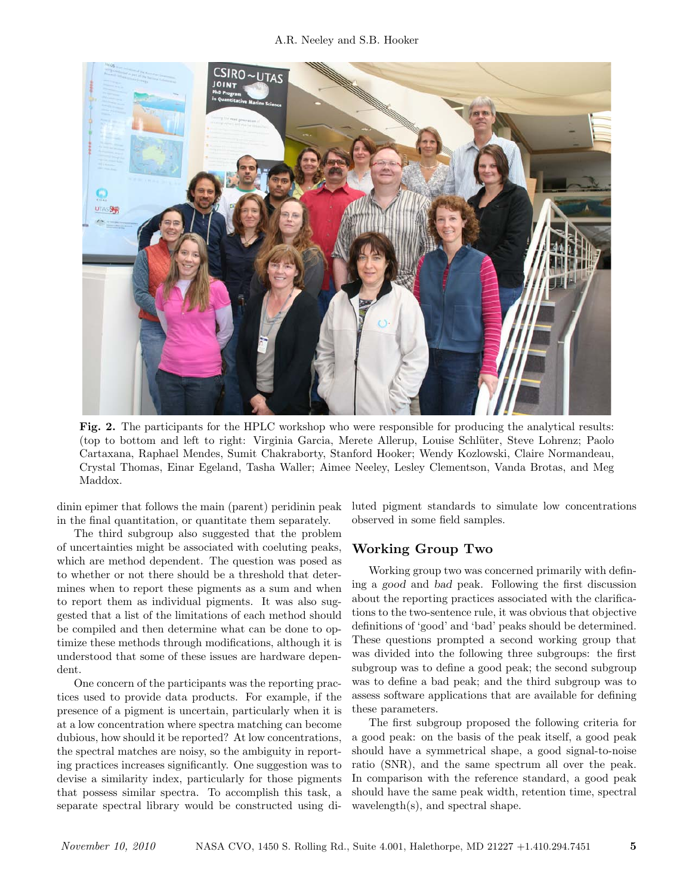**Fig. 2.** The participants for the HPLC workshop who were responsible for producing the analytical results: (top to bottom and left to right: Virginia Garcia, Merete Allerup, Louise Schlüter, Steve Lohrenz; Paolo Cartaxana, Raphael Mendes, Sumit Chakraborty, Stanford Hooker; Wendy Kozlowski, Claire Normandeau, Crystal Thomas, Einar Egeland, Tasha Waller; Aimee Neeley, Lesley Clementson, Vanda Brotas, and Meg Maddox.

dinin epimer that follows the main (parent) peridinin peak in the final quantitation, or quantitate them separately.

The third subgroup also suggested that the problem of uncertainties might be associated with coeluting peaks, which are method dependent. The question was posed as to whether or not there should be a threshold that determines when to report these pigments as a sum and when to report them as individual pigments. It was also suggested that a list of the limitations of each method should be compiled and then determine what can be done to optimize these methods through modifications, although it is understood that some of these issues are hardware dependent.

One concern of the participants was the reporting practices used to provide data products. For example, if the presence of a pigment is uncertain, particularly when it is at a low concentration where spectra matching can become dubious, how should it be reported? At low concentrations, the spectral matches are noisy, so the ambiguity in reporting practices increases significantly. One suggestion was to devise a similarity index, particularly for those pigments that possess similar spectra. To accomplish this task, a separate spectral library would be constructed using diluted pigment standards to simulate low concentrations observed in some field samples.

## Working Group Two

Working group two was concerned primarily with defining a *good* and *bad* peak. Following the first discussion about the reporting practices associated with the clarifications to the two-sentence rule, it was obvious that objective definitions of 'good' and 'bad' peaks should be determined. These questions prompted a second working group that was divided into the following three subgroups: the first subgroup was to define a good peak; the second subgroup was to define a bad peak; and the third subgroup was to assess software applications that are available for defining these parameters.

The first subgroup proposed the following criteria for a good peak: on the basis of the peak itself, a good peak should have a symmetrical shape, a good signal-to-noise ratio (SNR), and the same spectrum all over the peak. In comparison with the reference standard, a good peak should have the same peak width, retention time, spectral wavelength(s), and spectral shape.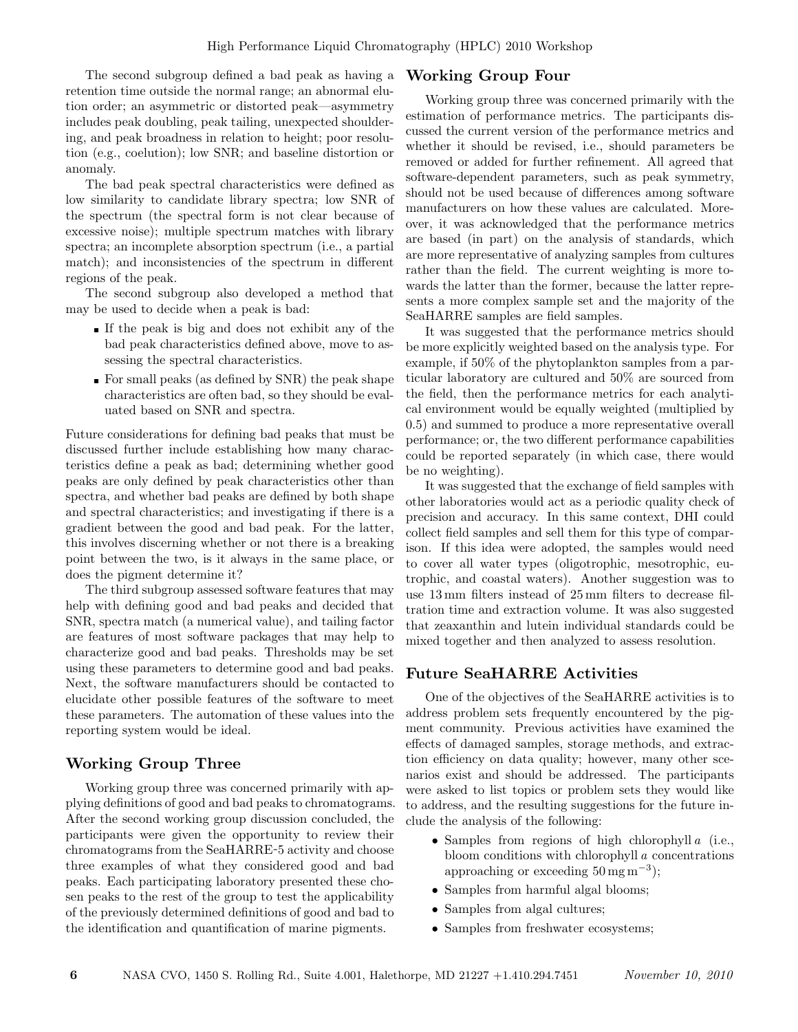The second subgroup defined a bad peak as having a retention time outside the normal range; an abnormal elution order; an asymmetric or distorted peak—asymmetry includes peak doubling, peak tailing, unexpected shouldering, and peak broadness in relation to height; poor resolution (e.g., coelution); low SNR; and baseline distortion or anomaly.

The bad peak spectral characteristics were defined as low similarity to candidate library spectra; low SNR of the spectrum (the spectral form is not clear because of excessive noise); multiple spectrum matches with library spectra; an incomplete absorption spectrum (i.e., a partial match); and inconsistencies of the spectrum in different regions of the peak.

The second subgroup also developed a method that may be used to decide when a peak is bad:

- If the peak is big and does not exhibit any of the bad peak characteristics defined above, move to assessing the spectral characteristics.
- For small peaks (as defined by SNR) the peak shape characteristics are often bad, so they should be evaluated based on SNR and spectra.

Future considerations for defining bad peaks that must be discussed further include establishing how many characteristics define a peak as bad; determining whether good peaks are only defined by peak characteristics other than spectra, and whether bad peaks are defined by both shape and spectral characteristics; and investigating if there is a gradient between the good and bad peak. For the latter, this involves discerning whether or not there is a breaking point between the two, is it always in the same place, or does the pigment determine it?

The third subgroup assessed software features that may help with defining good and bad peaks and decided that SNR, spectra match (a numerical value), and tailing factor are features of most software packages that may help to characterize good and bad peaks. Thresholds may be set using these parameters to determine good and bad peaks. Next, the software manufacturers should be contacted to elucidate other possible features of the software to meet these parameters. The automation of these values into the reporting system would be ideal.

## Working Group Three

Working group three was concerned primarily with applying definitions of good and bad peaks to chromatograms. After the second working group discussion concluded, the participants were given the opportunity to review their chromatograms from the SeaHARRE-5 activity and choose three examples of what they considered good and bad peaks. Each participating laboratory presented these chosen peaks to the rest of the group to test the applicability of the previously determined definitions of good and bad to the identification and quantification of marine pigments.

## Working Group Four

Working group three was concerned primarily with the estimation of performance metrics. The participants discussed the current version of the performance metrics and whether it should be revised, i.e., should parameters be removed or added for further refinement. All agreed that software-dependent parameters, such as peak symmetry, should not be used because of differences among software manufacturers on how these values are calculated. Moreover, it was acknowledged that the performance metrics are based (in part) on the analysis of standards, which are more representative of analyzing samples from cultures rather than the field. The current weighting is more towards the latter than the former, because the latter represents a more complex sample set and the majority of the SeaHARRE samples are field samples.

It was suggested that the performance metrics should be more explicitly weighted based on the analysis type. For example, if 50% of the phytoplankton samples from a particular laboratory are cultured and 50% are sourced from the field, then the performance metrics for each analytical environment would be equally weighted (multiplied by 0.5) and summed to produce a more representative overall performance; or, the two different performance capabilities could be reported separately (in which case, there would be no weighting).

It was suggested that the exchange of field samples with other laboratories would act as a periodic quality check of precision and accuracy. In this same context, DHI could collect field samples and sell them for this type of comparison. If this idea were adopted, the samples would need to cover all water types (oligotrophic, mesotrophic, eutrophic, and coastal waters). Another suggestion was to use 13 mm filters instead of 25 mm filters to decrease filtration time and extraction volume. It was also suggested that zeaxanthin and lutein individual standards could be mixed together and then analyzed to assess resolution.

## Future SeaHARRE Activities

One of the objectives of the SeaHARRE activities is to address problem sets frequently encountered by the pigment community. Previous activities have examined the effects of damaged samples, storage methods, and extraction efficiency on data quality; however, many other scenarios exist and should be addressed. The participants were asked to list topics or problem sets they would like to address, and the resulting suggestions for the future include the analysis of the following:

- Samples from regions of high chlorophyll *a* (i.e., bloom conditions with chlorophyll *a* concentrations approaching or exceeding $50\,\mathrm{mg\,m^{-3}}$);
- Samples from harmful algal blooms;
- Samples from algal cultures;
- Samples from freshwater ecosystems;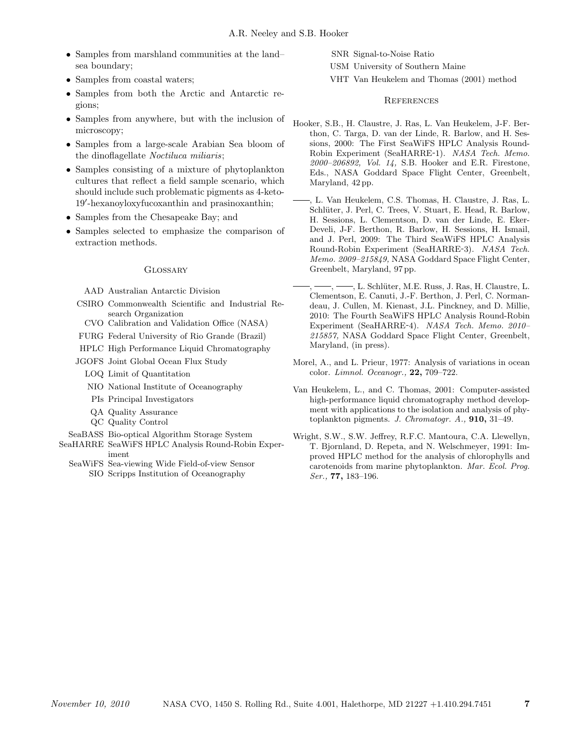- Samples from marshland communities at the land–sea boundary;
- Samples from coastal waters;
- Samples from both the Arctic and Antarctic regions;
- Samples from anywhere, but with the inclusion of microscopy;
- Samples from a large-scale Arabian Sea bloom of the dinoflagellate *Noctiluca miliaris*;
- Samples consisting of a mixture of phytoplankton cultures that reflect a field sample scenario, which should include such problematic pigments as 4-keto-19′-hexanoyloxyfucoxanthin and prasinoxanthin;
- Samples from the Chesapeake Bay; and
- Samples selected to emphasize the comparison of extraction methods.

## Glossary

AAD Australian Antarctic Division
CSIRO Commonwealth Scientific and Industrial Research Organization
CVO Calibration and Validation Office (NASA)
FURG Federal University of Rio Grande (Brazil)
HPLC High Performance Liquid Chromatography
JGOFS Joint Global Ocean Flux Study
LOQ Limit of Quantitation
NIO National Institute of Oceanography
PIs Principal Investigators
QA Quality Assurance
QC Quality Control
SeaBASS Bio-optical Algorithm Storage System
SeaHARRE SeaWiFS HPLC Analysis Round-Robin Experiment
SeaWiFS Sea-viewing Wide Field-of-view Sensor
SIO Scripps Institution of Oceanography
SNR Signal-to-Noise Ratio
USM University of Southern Maine
VHT Van Heukelem and Thomas (2001) method

## References

Hooker, S.B., H. Claustre, J. Ras, L. Van Heukelem, J-F. Berthon, C. Targa, D. van der Linde, R. Barlow, and H. Sessions, 2000: The First SeaWiFS HPLC Analysis Round-Robin Experiment (SeaHARRE-1). *NASA Tech. Memo. 2000–206892, Vol. 14,* S.B. Hooker and E.R. Firestone, Eds., NASA Goddard Space Flight Center, Greenbelt, Maryland, 42 pp.

——, L. Van Heukelem, C.S. Thomas, H. Claustre, J. Ras, L. Schlüter, J. Perl, C. Trees, V. Stuart, E. Head, R. Barlow, H. Sessions, L. Clementson, D. van der Linde, E. Eker-Develi, J-F. Berthon, R. Barlow, H. Sessions, H. Ismail, and J. Perl, 2009: The Third SeaWiFS HPLC Analysis Round-Robin Experiment (SeaHARRE-3). *NASA Tech. Memo. 2009–215849,* NASA Goddard Space Flight Center, Greenbelt, Maryland, 97 pp.

——, ——, ——, L. Schlüter, M.E. Russ, J. Ras, H. Claustre, L. Clementson, E. Canuti, J.-F. Berthon, J. Perl, C. Normandeau, J. Cullen, M. Kienast, J.L. Pinckney, and D. Millie, 2010: The Fourth SeaWiFS HPLC Analysis Round-Robin Experiment (SeaHARRE-4). *NASA Tech. Memo. 2010–215857,* NASA Goddard Space Flight Center, Greenbelt, Maryland, (in press).

Morel, A., and L. Prieur, 1977: Analysis of variations in ocean color. *Limnol. Oceanogr.,* **22,** 709–722.

Van Heukelem, L., and C. Thomas, 2001: Computer-assisted high-performance liquid chromatography method development with applications to the isolation and analysis of phytoplankton pigments. *J. Chromatogr. A.,* **910,** 31–49.

Wright, S.W., S.W. Jeffrey, R.F.C. Mantoura, C.A. Llewellyn, T. Bjornland, D. Repeta, and N. Welschmeyer, 1991: Improved HPLC method for the analysis of chlorophylls and carotenoids from marine phytoplankton. *Mar. Ecol. Prog. Ser.,* **77,** 183–196.